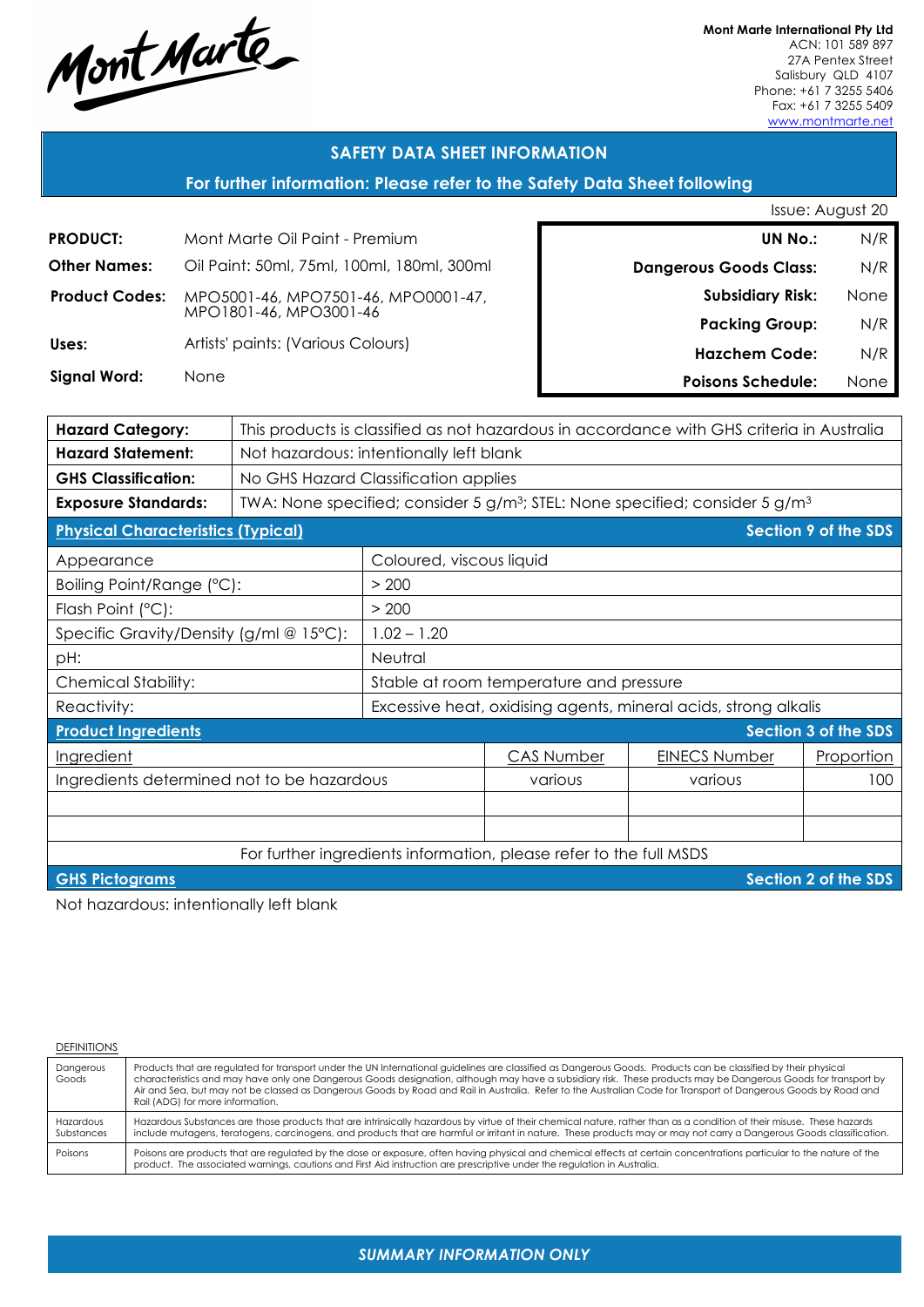Mont Marte

**Mont Marte International Pty Ltd**
ACN: 101 589 897
27A Pentex Street
Salisbury QLD 4107
Phone: +61 7 3255 5406
Fax: +61 7 3255 5409
www.montmarte.net

## SAFETY DATA SHEET INFORMATION

**For further information: Please refer to the Safety Data Sheet following**

Issue: August 20

| | |
|---|---|
| **PRODUCT:** | Mont Marte Oil Paint - Premium |
| **Other Names:** | Oil Paint: 50ml, 75ml, 100ml, 180ml, 300ml |
| **Product Codes:** | MPO5001-46, MPO7501-46, MPO0001-47, MPO1801-46, MPO3001-46 |
| **Uses:** | Artists' paints: (Various Colours) |
| **Signal Word:** | None |

| | |
|---|---|
| **UN No.:** | N/R |
| **Dangerous Goods Class:** | N/R |
| **Subsidiary Risk:** | None |
| **Packing Group:** | N/R |
| **Hazchem Code:** | N/R |
| **Poisons Schedule:** | None |

| | |
|---|---|
| **Hazard Category:** | This products is classified as not hazardous in accordance with GHS criteria in Australia |
| **Hazard Statement:** | Not hazardous: intentionally left blank |
| **GHS Classification:** | No GHS Hazard Classification applies |
| **Exposure Standards:** | TWA: None specified; consider 5 g/m³; STEL: None specified; consider 5 g/m³ |

### Physical Characteristics (Typical) — Section 9 of the SDS

| | |
|---|---|
| Appearance | Coloured, viscous liquid |
| Boiling Point/Range (°C): | > 200 |
| Flash Point (°C): | > 200 |
| Specific Gravity/Density (g/ml @ 15°C): | 1.02 – 1.20 |
| pH: | Neutral |
| Chemical Stability: | Stable at room temperature and pressure |
| Reactivity: | Excessive heat, oxidising agents, mineral acids, strong alkalis |

### Product Ingredients — Section 3 of the SDS

| Ingredient | CAS Number | EINECS Number | Proportion |
|---|---|---|---|
| Ingredients determined not to be hazardous | various | various | 100 |
| | | | |
| | | | |

For further ingredients information, please refer to the full MSDS

### GHS Pictograms — Section 2 of the SDS

Not hazardous: intentionally left blank

DEFINITIONS

| | |
|---|---|
| Dangerous Goods | Products that are regulated for transport under the UN International guidelines are classified as Dangerous Goods. Products can be classified by their physical characteristics and may have only one Dangerous Goods designation, although may have a subsidiary risk. These products may be Dangerous Goods for transport by Air and Sea, but may not be classed as Dangerous Goods by Road and Rail in Australia. Refer to the Australian Code for Transport of Dangerous Goods by Road and Rail (ADG) for more information. |
| Hazardous Substances | Hazardous Substances are those products that are intrinsically hazardous by virtue of their chemical nature, rather than as a condition of their misuse. These hazards include mutagens, teratogens, carcinogens, and products that are harmful or irritant in nature. These products may or may not carry a Dangerous Goods classification. |
| Poisons | Poisons are products that are regulated by the dose or exposure, often having physical and chemical effects at certain concentrations particular to the nature of the product. The associated warnings, cautions and First Aid instruction are prescriptive under the regulation in Australia. |

*SUMMARY INFORMATION ONLY*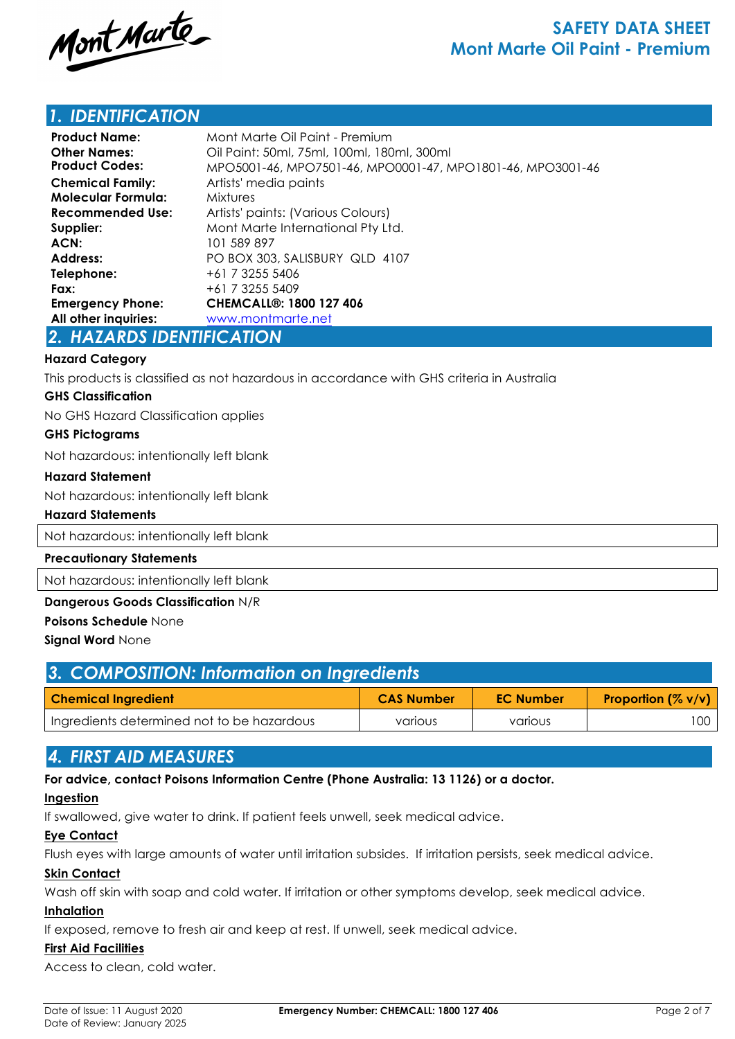# SAFETY DATA SHEET
# Mont Marte Oil Paint - Premium

## 1. IDENTIFICATION

| | |
|---|---|
| **Product Name:** | Mont Marte Oil Paint - Premium |
| **Other Names:** | Oil Paint: 50ml, 75ml, 100ml, 180ml, 300ml |
| **Product Codes:** | MPO5001-46, MPO7501-46, MPO0001-47, MPO1801-46, MPO3001-46 |
| **Chemical Family:** | Artists' media paints |
| **Molecular Formula:** | Mixtures |
| **Recommended Use:** | Artists' paints: (Various Colours) |
| **Supplier:** | Mont Marte International Pty Ltd. |
| **ACN:** | 101 589 897 |
| **Address:** | PO BOX 303, SALISBURY QLD 4107 |
| **Telephone:** | +61 7 3255 5406 |
| **Fax:** | +61 7 3255 5409 |
| **Emergency Phone:** | **CHEMCALL®: 1800 127 406** |
| **All other inquiries:** | www.montmarte.net |

## 2. HAZARDS IDENTIFICATION

**Hazard Category**

This products is classified as not hazardous in accordance with GHS criteria in Australia

**GHS Classification**

No GHS Hazard Classification applies

**GHS Pictograms**

Not hazardous: intentionally left blank

**Hazard Statement**

Not hazardous: intentionally left blank

**Hazard Statements**

Not hazardous: intentionally left blank

**Precautionary Statements**

Not hazardous: intentionally left blank

**Dangerous Goods Classification** N/R

**Poisons Schedule** None

**Signal Word** None

## 3. COMPOSITION: Information on Ingredients

| Chemical Ingredient | CAS Number | EC Number | Proportion (% v/v) |
|---|---|---|---|
| Ingredients determined not to be hazardous | various | various | 100 |

## 4. FIRST AID MEASURES

**For advice, contact Poisons Information Centre (Phone Australia: 13 1126) or a doctor.**

**Ingestion**

If swallowed, give water to drink. If patient feels unwell, seek medical advice.

**Eye Contact**

Flush eyes with large amounts of water until irritation subsides. If irritation persists, seek medical advice.

**Skin Contact**

Wash off skin with soap and cold water. If irritation or other symptoms develop, seek medical advice.

**Inhalation**

If exposed, remove to fresh air and keep at rest. If unwell, seek medical advice.

**First Aid Facilities**

Access to clean, cold water.

Date of Issue: 11 August 2020
Date of Review: January 2025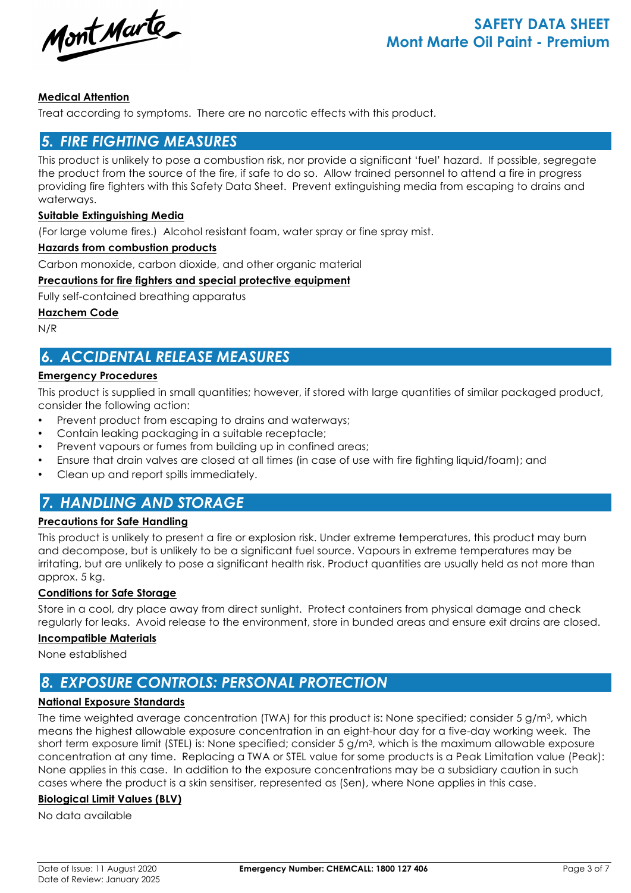### Medical Attention

Treat according to symptoms. There are no narcotic effects with this product.

## 5. FIRE FIGHTING MEASURES

This product is unlikely to pose a combustion risk, nor provide a significant 'fuel' hazard. If possible, segregate the product from the source of the fire, if safe to do so. Allow trained personnel to attend a fire in progress providing fire fighters with this Safety Data Sheet. Prevent extinguishing media from escaping to drains and waterways.

### Suitable Extinguishing Media

(For large volume fires.) Alcohol resistant foam, water spray or fine spray mist.

### Hazards from combustion products

Carbon monoxide, carbon dioxide, and other organic material

### Precautions for fire fighters and special protective equipment

Fully self-contained breathing apparatus

### Hazchem Code

N/R

## 6. ACCIDENTAL RELEASE MEASURES

### Emergency Procedures

This product is supplied in small quantities; however, if stored with large quantities of similar packaged product, consider the following action:

- Prevent product from escaping to drains and waterways;
- Contain leaking packaging in a suitable receptacle;
- Prevent vapours or fumes from building up in confined areas;
- Ensure that drain valves are closed at all times (in case of use with fire fighting liquid/foam); and
- Clean up and report spills immediately.

## 7. HANDLING AND STORAGE

### Precautions for Safe Handling

This product is unlikely to present a fire or explosion risk. Under extreme temperatures, this product may burn and decompose, but is unlikely to be a significant fuel source. Vapours in extreme temperatures may be irritating, but are unlikely to pose a significant health risk. Product quantities are usually held as not more than approx. 5 kg.

### Conditions for Safe Storage

Store in a cool, dry place away from direct sunlight. Protect containers from physical damage and check regularly for leaks. Avoid release to the environment, store in bunded areas and ensure exit drains are closed.

### Incompatible Materials

None established

## 8. EXPOSURE CONTROLS: PERSONAL PROTECTION

### National Exposure Standards

The time weighted average concentration (TWA) for this product is: None specified; consider 5 g/$m^3$, which means the highest allowable exposure concentration in an eight-hour day for a five-day working week. The short term exposure limit (STEL) is: None specified; consider 5 g/$m^3$, which is the maximum allowable exposure concentration at any time. Replacing a TWA or STEL value for some products is a Peak Limitation value (Peak): None applies in this case. In addition to the exposure concentrations may be a subsidiary caution in such cases where the product is a skin sensitiser, represented as (Sen), where None applies in this case.

### Biological Limit Values (BLV)

No data available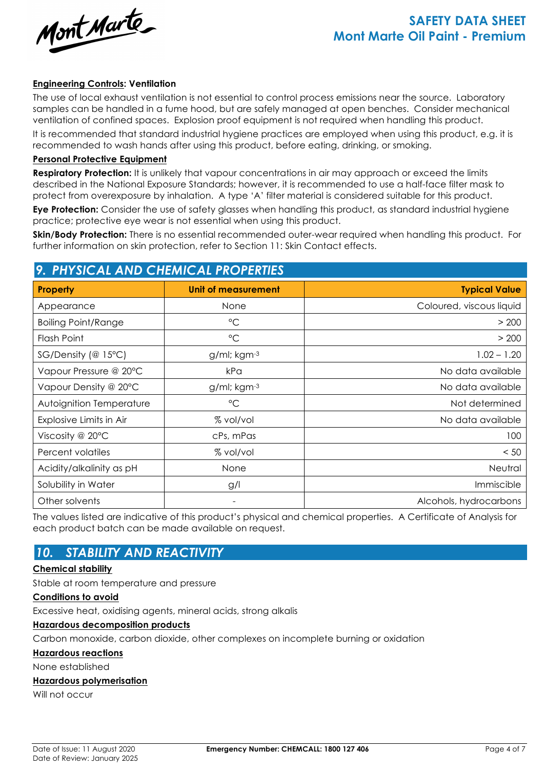**Engineering Controls: Ventilation**

The use of local exhaust ventilation is not essential to control process emissions near the source. Laboratory samples can be handled in a fume hood, but are safely managed at open benches. Consider mechanical ventilation of confined spaces. Explosion proof equipment is not required when handling this product.

It is recommended that standard industrial hygiene practices are employed when using this product, e.g. it is recommended to wash hands after using this product, before eating, drinking, or smoking.

**Personal Protective Equipment**

**Respiratory Protection:** It is unlikely that vapour concentrations in air may approach or exceed the limits described in the National Exposure Standards; however, it is recommended to use a half-face filter mask to protect from overexposure by inhalation. A type 'A' filter material is considered suitable for this product.

**Eye Protection:** Consider the use of safety glasses when handling this product, as standard industrial hygiene practice; protective eye wear is not essential when using this product.

**Skin/Body Protection:** There is no essential recommended outer-wear required when handling this product. For further information on skin protection, refer to Section 11: Skin Contact effects.

## 9. PHYSICAL AND CHEMICAL PROPERTIES

| Property | Unit of measurement | Typical Value |
|---|---|---|
| Appearance | None | Coloured, viscous liquid |
| Boiling Point/Range | °C | > 200 |
| Flash Point | °C | > 200 |
| SG/Density (@ 15°C) | g/ml; $kgm^{-3}$ | 1.02 – 1.20 |
| Vapour Pressure @ 20°C | kPa | No data available |
| Vapour Density @ 20°C | g/ml; $kgm^{-3}$ | No data available |
| Autoignition Temperature | °C | Not determined |
| Explosive Limits in Air | % vol/vol | No data available |
| Viscosity @ 20°C | cPs, mPas | 100 |
| Percent volatiles | % vol/vol | < 50 |
| Acidity/alkalinity as pH | None | Neutral |
| Solubility in Water | g/l | Immiscible |
| Other solvents | - | Alcohols, hydrocarbons |

The values listed are indicative of this product's physical and chemical properties. A Certificate of Analysis for each product batch can be made available on request.

## 10. STABILITY AND REACTIVITY

**Chemical stability**

Stable at room temperature and pressure

**Conditions to avoid**

Excessive heat, oxidising agents, mineral acids, strong alkalis

**Hazardous decomposition products**

Carbon monoxide, carbon dioxide, other complexes on incomplete burning or oxidation

**Hazardous reactions**

None established

**Hazardous polymerisation**

Will not occur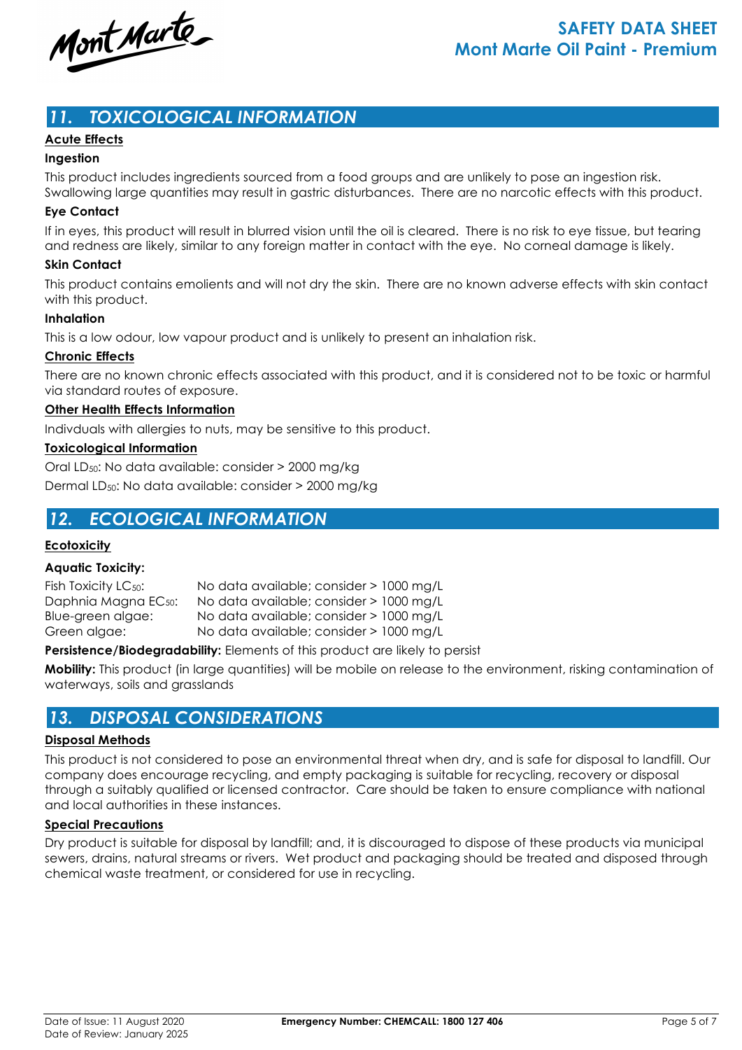## 11. TOXICOLOGICAL INFORMATION

**Acute Effects**

**Ingestion**

This product includes ingredients sourced from a food groups and are unlikely to pose an ingestion risk. Swallowing large quantities may result in gastric disturbances. There are no narcotic effects with this product.

**Eye Contact**

If in eyes, this product will result in blurred vision until the oil is cleared. There is no risk to eye tissue, but tearing and redness are likely, similar to any foreign matter in contact with the eye. No corneal damage is likely.

**Skin Contact**

This product contains emolients and will not dry the skin. There are no known adverse effects with skin contact with this product.

**Inhalation**

This is a low odour, low vapour product and is unlikely to present an inhalation risk.

**Chronic Effects**

There are no known chronic effects associated with this product, and it is considered not to be toxic or harmful via standard routes of exposure.

**Other Health Effects Information**

Indivduals with allergies to nuts, may be sensitive to this product.

**Toxicological Information**

Oral $LD_{50}$: No data available: consider > 2000 mg/kg

Dermal $LD_{50}$: No data available: consider > 2000 mg/kg

## 12. ECOLOGICAL INFORMATION

**Ecotoxicity**

**Aquatic Toxicity:**

| | |
|---|---|
| Fish Toxicity $LC_{50}$: | No data available; consider > 1000 mg/L |
| Daphnia Magna $EC_{50}$: | No data available; consider > 1000 mg/L |
| Blue-green algae: | No data available; consider > 1000 mg/L |
| Green algae: | No data available; consider > 1000 mg/L |

**Persistence/Biodegradability:** Elements of this product are likely to persist

**Mobility:** This product (in large quantities) will be mobile on release to the environment, risking contamination of waterways, soils and grasslands

## 13. DISPOSAL CONSIDERATIONS

**Disposal Methods**

This product is not considered to pose an environmental threat when dry, and is safe for disposal to landfill. Our company does encourage recycling, and empty packaging is suitable for recycling, recovery or disposal through a suitably qualified or licensed contractor. Care should be taken to ensure compliance with national and local authorities in these instances.

**Special Precautions**

Dry product is suitable for disposal by landfill; and, it is discouraged to dispose of these products via municipal sewers, drains, natural streams or rivers. Wet product and packaging should be treated and disposed through chemical waste treatment, or considered for use in recycling.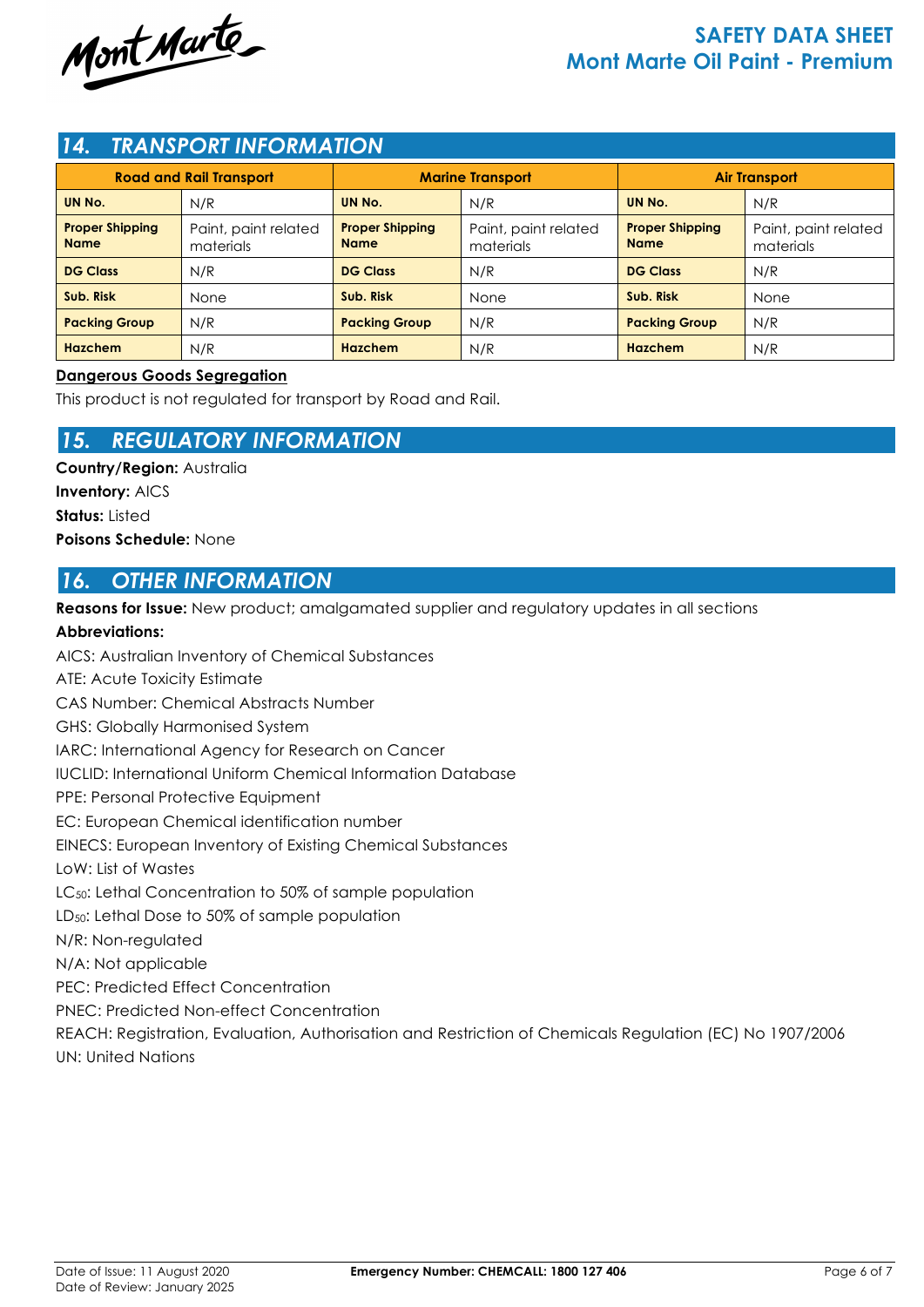## 14. TRANSPORT INFORMATION

| Road and Rail Transport | | Marine Transport | | Air Transport | |
|---|---|---|---|---|---|
| **UN No.** | N/R | **UN No.** | N/R | **UN No.** | N/R |
| **Proper Shipping Name** | Paint, paint related materials | **Proper Shipping Name** | Paint, paint related materials | **Proper Shipping Name** | Paint, paint related materials |
| **DG Class** | N/R | **DG Class** | N/R | **DG Class** | N/R |
| **Sub. Risk** | None | **Sub. Risk** | None | **Sub. Risk** | None |
| **Packing Group** | N/R | **Packing Group** | N/R | **Packing Group** | N/R |
| **Hazchem** | N/R | **Hazchem** | N/R | **Hazchem** | N/R |

**Dangerous Goods Segregation**

This product is not regulated for transport by Road and Rail.

## 15. REGULATORY INFORMATION

**Country/Region:** Australia

**Inventory:** AICS

**Status:** Listed

**Poisons Schedule:** None

## 16. OTHER INFORMATION

**Reasons for Issue:** New product; amalgamated supplier and regulatory updates in all sections

**Abbreviations:**

AICS: Australian Inventory of Chemical Substances

ATE: Acute Toxicity Estimate

CAS Number: Chemical Abstracts Number

GHS: Globally Harmonised System

IARC: International Agency for Research on Cancer

IUCLID: International Uniform Chemical Information Database

PPE: Personal Protective Equipment

EC: European Chemical identification number

EINECS: European Inventory of Existing Chemical Substances

LoW: List of Wastes

$LC_{50}$: Lethal Concentration to 50% of sample population

$LD_{50}$: Lethal Dose to 50% of sample population

N/R: Non-regulated

N/A: Not applicable

PEC: Predicted Effect Concentration

PNEC: Predicted Non-effect Concentration

REACH: Registration, Evaluation, Authorisation and Restriction of Chemicals Regulation (EC) No 1907/2006

UN: United Nations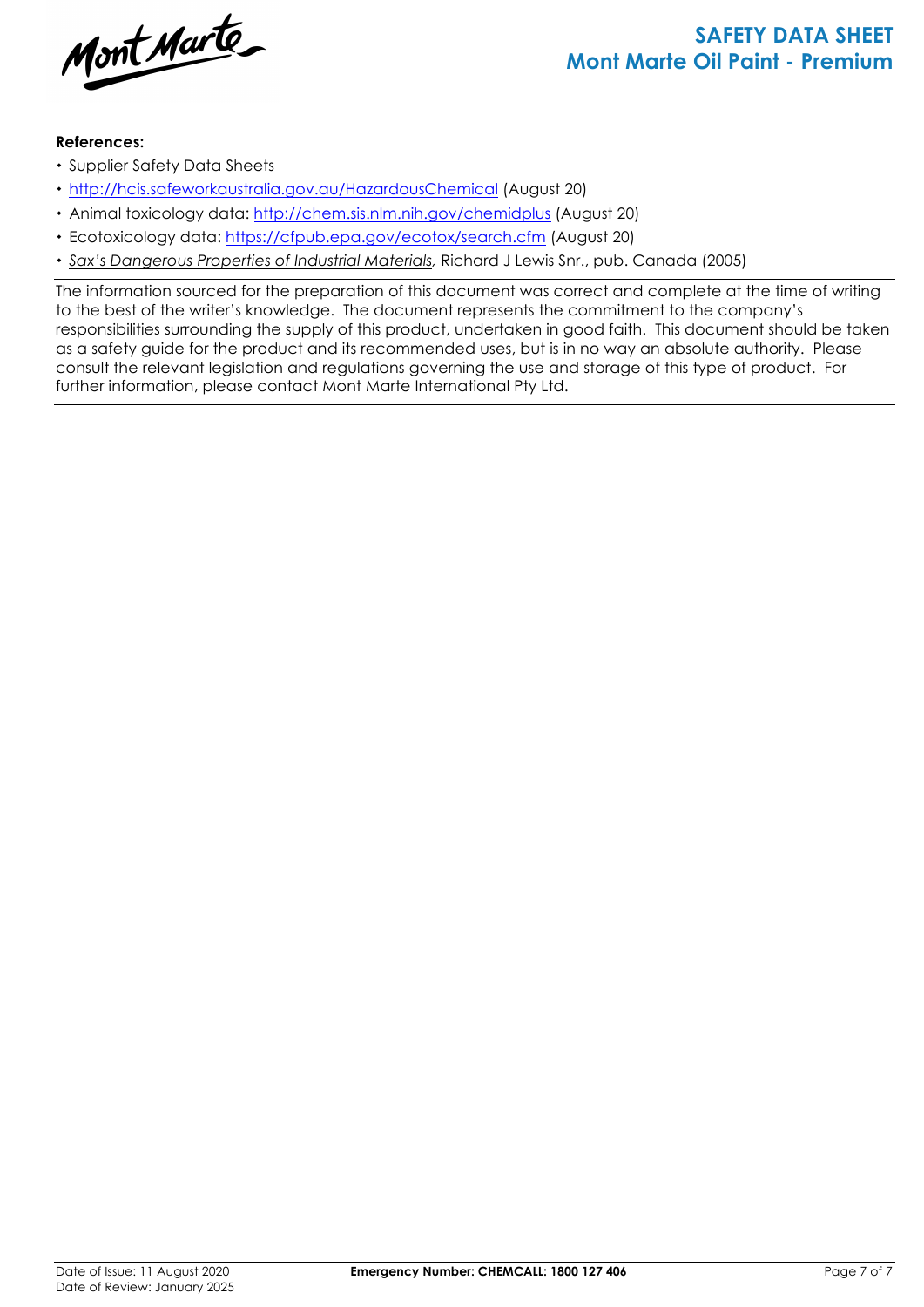**References:**

- Supplier Safety Data Sheets
- http://hcis.safeworkaustralia.gov.au/HazardousChemical (August 20)
- Animal toxicology data: http://chem.sis.nlm.nih.gov/chemidplus (August 20)
- Ecotoxicology data: https://cfpub.epa.gov/ecotox/search.cfm (August 20)
- *Sax's Dangerous Properties of Industrial Materials,* Richard J Lewis Snr., pub. Canada (2005)

The information sourced for the preparation of this document was correct and complete at the time of writing to the best of the writer's knowledge. The document represents the commitment to the company's responsibilities surrounding the supply of this product, undertaken in good faith. This document should be taken as a safety guide for the product and its recommended uses, but is in no way an absolute authority. Please consult the relevant legislation and regulations governing the use and storage of this type of product. For further information, please contact Mont Marte International Pty Ltd.